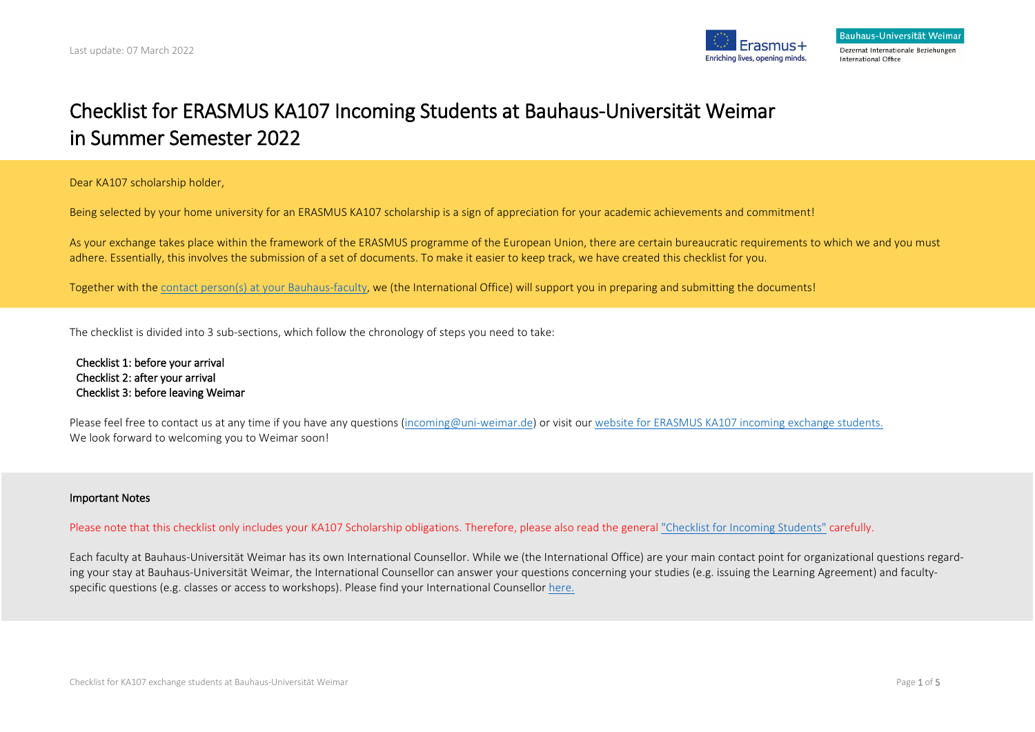Last update: 07 March 2022

# Checklist for ERASMUS KA107 Incoming Students at Bauhaus-Universität Weimar in Summer Semester 2022

Dear KA107 scholarship holder,

Being selected by your home university for an ERASMUS KA107 scholarship is a sign of appreciation for your academic achievements and commitment!

As your exchange takes place within the framework of the ERASMUS programme of the European Union, there are certain bureaucratic requirements to which we and you must adhere. Essentially, this involves the submission of a set of documents. To make it easier to keep track, we have created this checklist for you.

Together with the contact person(s) at your Bauhaus-faculty, we (the International Office) will support you in preparing and submitting the documents!

The checklist is divided into 3 sub-sections, which follow the chronology of steps you need to take:

**Checklist 1: before your arrival**
**Checklist 2: after your arrival**
**Checklist 3: before leaving Weimar**

Please feel free to contact us at any time if you have any questions (incoming@uni-weimar.de) or visit our website for ERASMUS KA107 incoming exchange students.
We look forward to welcoming you to Weimar soon!

## Important Notes

Please note that this checklist only includes your KA107 Scholarship obligations. Therefore, please also read the general "Checklist for Incoming Students" carefully.

Each faculty at Bauhaus-Universität Weimar has its own International Counsellor. While we (the International Office) are your main contact point for organizational questions regarding your stay at Bauhaus-Universität Weimar, the International Counsellor can answer your questions concerning your studies (e.g. issuing the Learning Agreement) and faculty-specific questions (e.g. classes or access to workshops). Please find your International Counsellor here.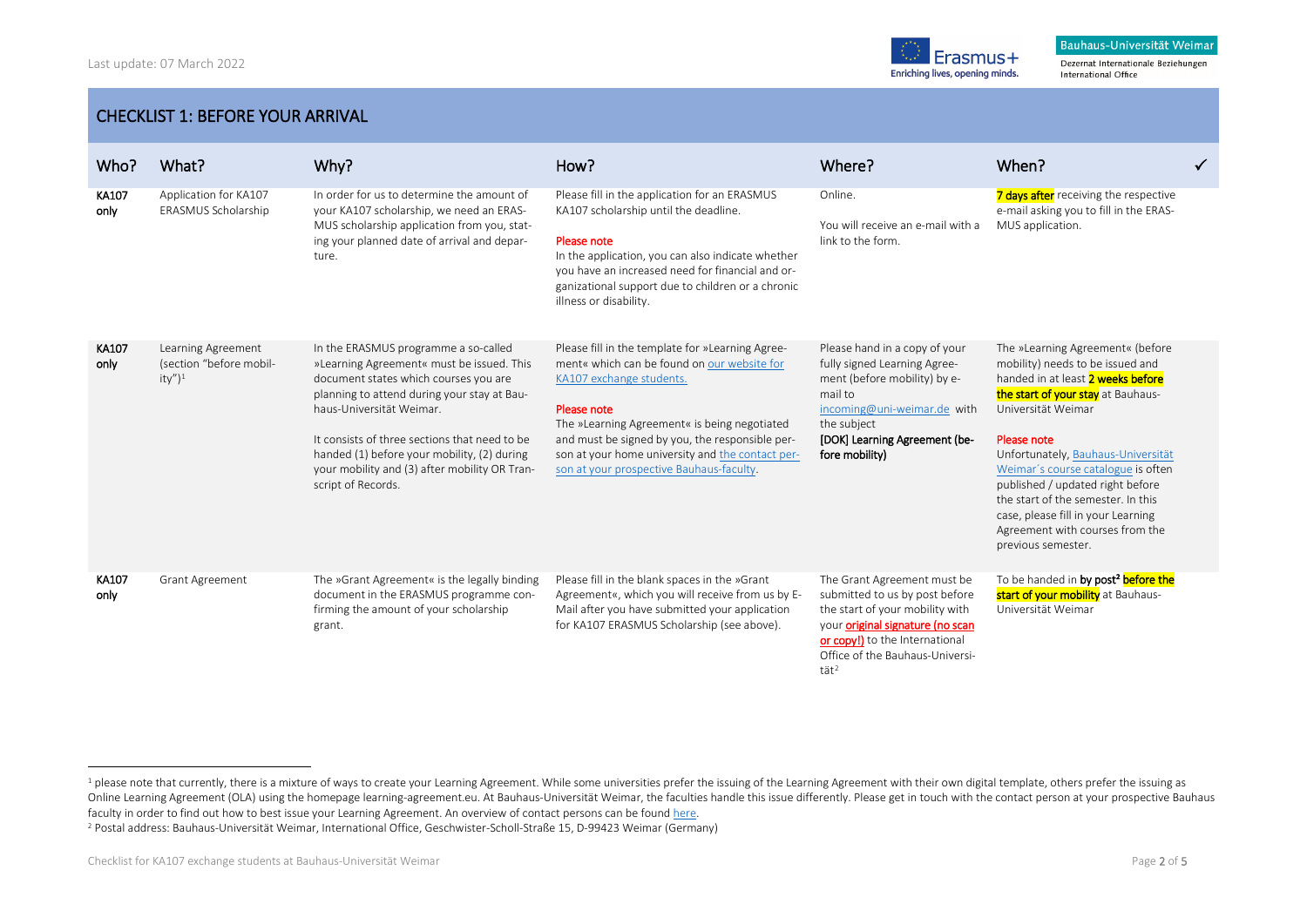Last update: 07 March 2022

## CHECKLIST 1: BEFORE YOUR ARRIVAL

| Who? | What? | Why? | How? | Where? | When? | ✓ |
|---|---|---|---|---|---|---|
| **KA107 only** | Application for KA107 ERASMUS Scholarship | In order for us to determine the amount of your KA107 scholarship, we need an ERASMUS scholarship application from you, stating your planned date of arrival and departure. | Please fill in the application for an ERASMUS KA107 scholarship until the deadline.<br><br>Please note<br>In the application, you can also indicate whether you have an increased need for financial and organizational support due to children or a chronic illness or disability. | Online.<br><br>You will receive an e-mail with a link to the form. | **7 days after** receiving the respective e-mail asking you to fill in the ERASMUS application. | |
| **KA107 only** | Learning Agreement (section "before mobility")[1] | In the ERASMUS programme a so-called »Learning Agreement« must be issued. This document states which courses you are planning to attend during your stay at Bauhaus-Universität Weimar.<br><br>It consists of three sections that need to be handed (1) before your mobility, (2) during your mobility and (3) after mobility OR Transcript of Records. | Please fill in the template for »Learning Agreement« which can be found on our website for KA107 exchange students.<br><br>Please note<br>The »Learning Agreement« is being negotiated and must be signed by you, the responsible person at your home university and the contact person at your prospective Bauhaus-faculty. | Please hand in a copy of your fully signed Learning Agreement (before mobility) by e-mail to incoming@uni-weimar.de with the subject **[DOK] Learning Agreement (before mobility)** | The »Learning Agreement« (before mobility) needs to be issued and handed in at least **2 weeks before the start of your stay** at Bauhaus-Universität Weimar<br><br>Please note<br>Unfortunately, Bauhaus-Universität Weimar´s course catalogue is often published / updated right before the start of the semester. In this case, please fill in your Learning Agreement with courses from the previous semester. | |
| **KA107 only** | Grant Agreement | The »Grant Agreement« is the legally binding document in the ERASMUS programme confirming the amount of your scholarship grant. | Please fill in the blank spaces in the »Grant Agreement«, which you will receive from us by E-Mail after you have submitted your application for KA107 ERASMUS Scholarship (see above). | The Grant Agreement must be submitted to us by post before the start of your mobility with your **original signature (no scan or copy!)** to the International Office of the Bauhaus-Universität[2] | To be handed in **by post[2] before the start of your mobility** at Bauhaus-Universität Weimar | |

[1] please note that currently, there is a mixture of ways to create your Learning Agreement. While some universities prefer the issuing of the Learning Agreement with their own digital template, others prefer the issuing as Online Learning Agreement (OLA) using the homepage learning-agreement.eu. At Bauhaus-Universität Weimar, the faculties handle this issue differently. Please get in touch with the contact person at your prospective Bauhaus faculty in order to find out how to best issue your Learning Agreement. An overview of contact persons can be found here.

[2] Postal address: Bauhaus-Universität Weimar, International Office, Geschwister-Scholl-Straße 15, D-99423 Weimar (Germany)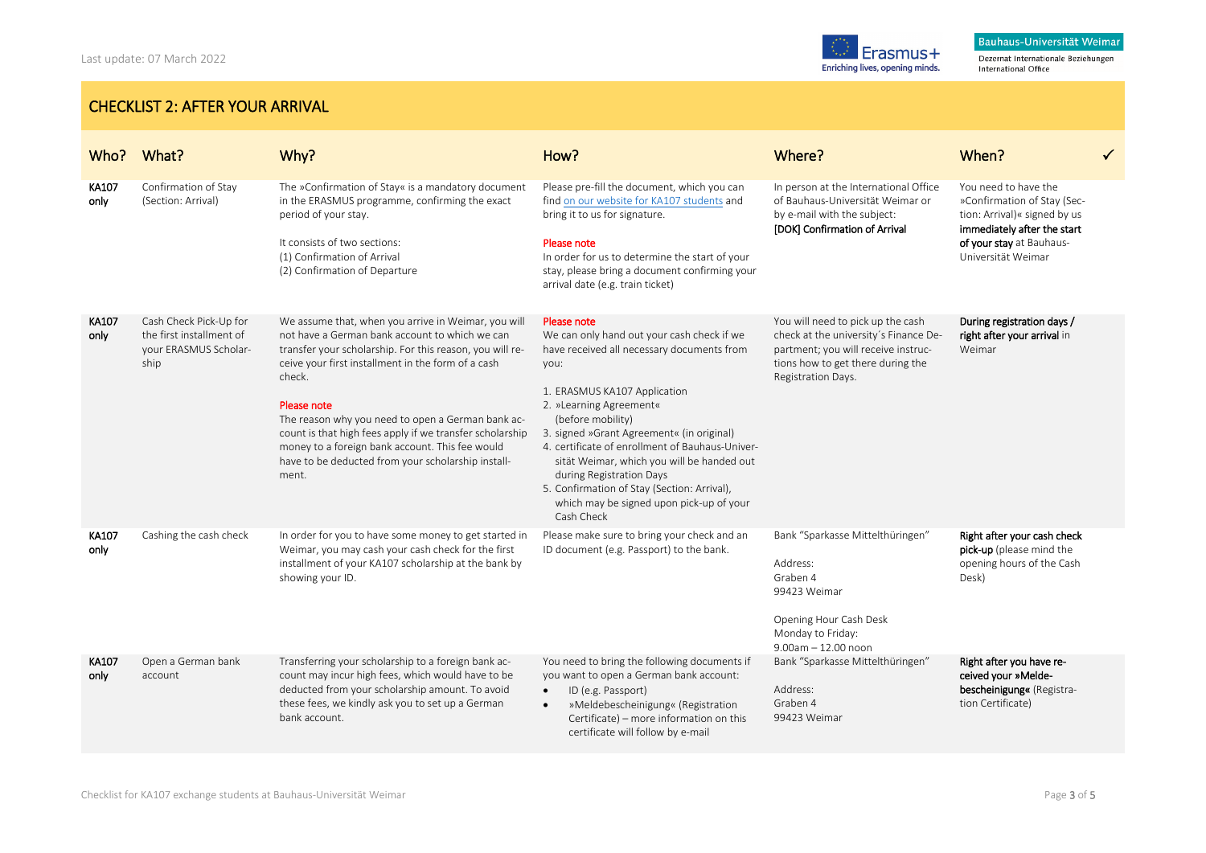Last update: 07 March 2022

## CHECKLIST 2: AFTER YOUR ARRIVAL

| Who? | What? | Why? | How? | Where? | When? | ✓ |
|---|---|---|---|---|---|---|
| **KA107 only** | Confirmation of Stay (Section: Arrival) | The »Confirmation of Stay« is a mandatory document in the ERASMUS programme, confirming the exact period of your stay.<br><br>It consists of two sections:<br>(1) Confirmation of Arrival<br>(2) Confirmation of Departure | Please pre-fill the document, which you can find on our website for KA107 students and bring it to us for signature.<br><br>Please note<br>In order for us to determine the start of your stay, please bring a document confirming your arrival date (e.g. train ticket) | In person at the International Office of Bauhaus-Universität Weimar or by e-mail with the subject:<br>**[DOK] Confirmation of Arrival** | You need to have the »Confirmation of Stay (Section: Arrival)« signed by us **immediately after the start of your stay** at Bauhaus-Universität Weimar | |
| **KA107 only** | Cash Check Pick-Up for the first installment of your ERASMUS Scholarship | We assume that, when you arrive in Weimar, you will not have a German bank account to which we can transfer your scholarship. For this reason, you will receive your first installment in the form of a cash check.<br><br>Please note<br>The reason why you need to open a German bank account is that high fees apply if we transfer scholarship money to a foreign bank account. This fee would have to be deducted from your scholarship installment. | Please note<br>We can only hand out your cash check if we have received all necessary documents from you:<br><br>1. ERASMUS KA107 Application<br>2. »Learning Agreement« (before mobility)<br>3. signed »Grant Agreement« (in original)<br>4. certificate of enrollment of Bauhaus-Universität Weimar, which you will be handed out during Registration Days<br>5. Confirmation of Stay (Section: Arrival), which may be signed upon pick-up of your Cash Check | You will need to pick up the cash check at the university´s Finance Department; you will receive instructions how to get there during the Registration Days. | **During registration days / right after your arrival** in Weimar | |
| **KA107 only** | Cashing the cash check | In order for you to have some money to get started in Weimar, you may cash your cash check for the first installment of your KA107 scholarship at the bank by showing your ID. | Please make sure to bring your check and an ID document (e.g. Passport) to the bank. | Bank "Sparkasse Mittelthüringen"<br><br>Address:<br>Graben 4<br>99423 Weimar<br><br>Opening Hour Cash Desk<br>Monday to Friday:<br>9.00am – 12.00 noon | **Right after your cash check pick-up** (please mind the opening hours of the Cash Desk) | |
| **KA107 only** | Open a German bank account | Transferring your scholarship to a foreign bank account may incur high fees, which would have to be deducted from your scholarship amount. To avoid these fees, we kindly ask you to set up a German bank account. | You need to bring the following documents if you want to open a German bank account:<br>• ID (e.g. Passport)<br>• »Meldebescheinigung« (Registration Certificate) – more information on this certificate will follow by e-mail | Bank "Sparkasse Mittelthüringen"<br><br>Address:<br>Graben 4<br>99423 Weimar | **Right after you have received your »Meldebescheinigung«** (Registration Certificate) | |

Checklist for KA107 exchange students at Bauhaus-Universität Weimar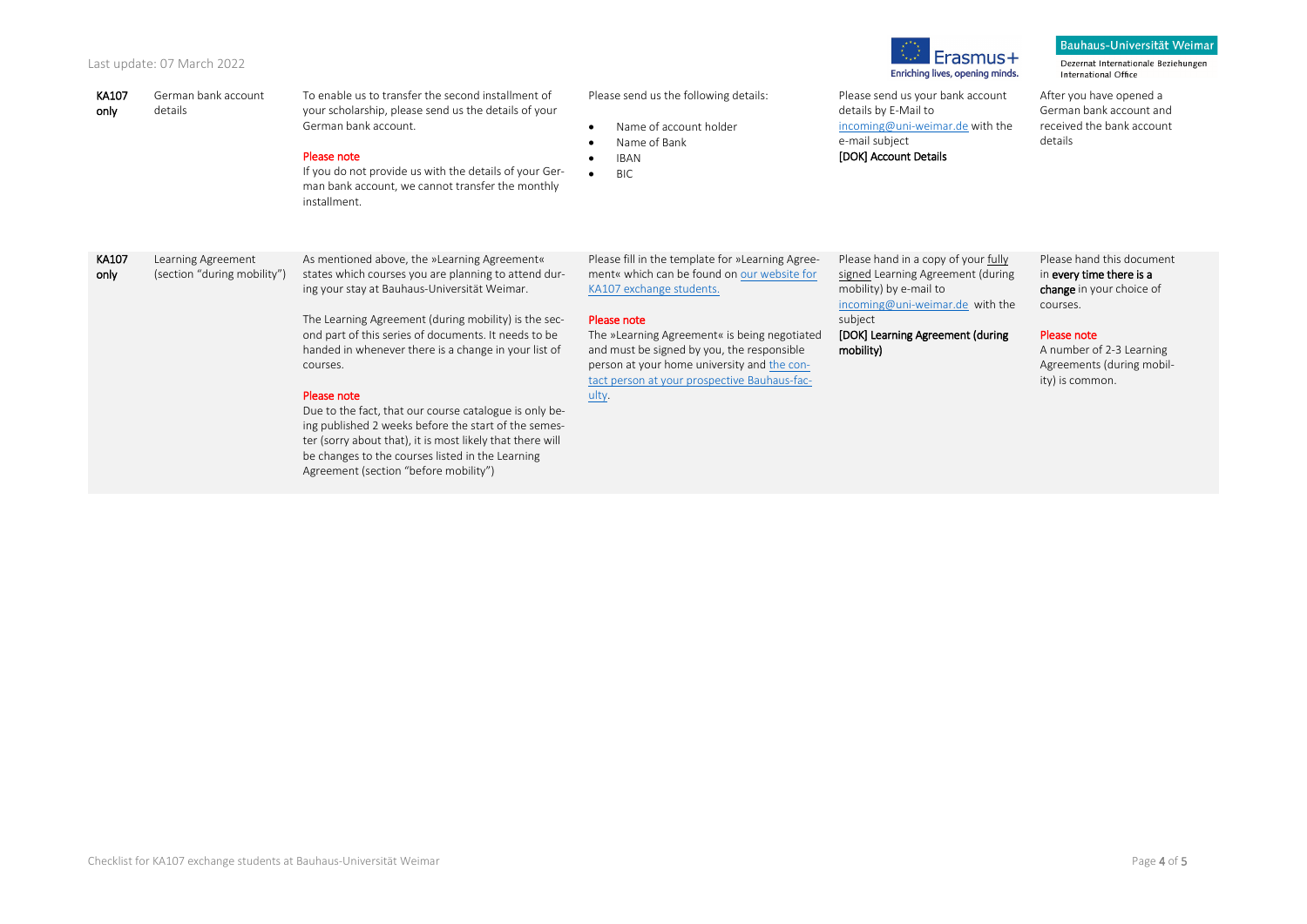| | | | | | |
|---|---|---|---|---|---|
| **KA107 only** | German bank account details | To enable us to transfer the second installment of your scholarship, please send us the details of your German bank account.<br><br>Please note<br>If you do not provide us with the details of your German bank account, we cannot transfer the monthly installment. | Please send us the following details:<br><br>• Name of account holder<br>• Name of Bank<br>• IBAN<br>• BIC | Please send us your bank account details by E-Mail to incoming@uni-weimar.de with the e-mail subject<br>**[DOK] Account Details** | After you have opened a German bank account and received the bank account details |
| **KA107 only** | Learning Agreement (section "during mobility") | As mentioned above, the »Learning Agreement« states which courses you are planning to attend during your stay at Bauhaus-Universität Weimar.<br><br>The Learning Agreement (during mobility) is the second part of this series of documents. It needs to be handed in whenever there is a change in your list of courses.<br><br>Please note<br>Due to the fact, that our course catalogue is only being published 2 weeks before the start of the semester (sorry about that), it is most likely that there will be changes to the courses listed in the Learning Agreement (section "before mobility") | Please fill in the template for »Learning Agreement« which can be found on our website for KA107 exchange students.<br><br>Please note<br>The »Learning Agreement« is being negotiated and must be signed by you, the responsible person at your home university and the contact person at your prospective Bauhaus-faculty. | Please hand in a copy of your fully signed Learning Agreement (during mobility) by e-mail to incoming@uni-weimar.de with the subject<br>**[DOK] Learning Agreement (during mobility)** | Please hand this document in **every time there is a change** in your choice of courses.<br><br>Please note<br>A number of 2-3 Learning Agreements (during mobility) is common. |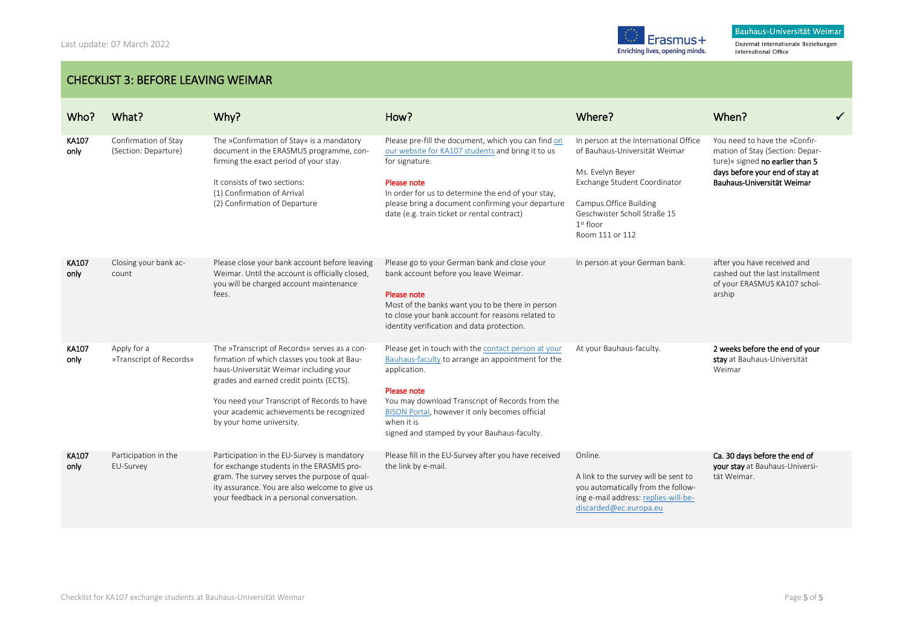## CHECKLIST 3: BEFORE LEAVING WEIMAR

| Who? | What? | Why? | How? | Where? | When? | ✓ |
|---|---|---|---|---|---|---|
| **KA107 only** | Confirmation of Stay (Section: Departure) | The »Confirmation of Stay« is a mandatory document in the ERASMUS programme, confirming the exact period of your stay.<br><br>It consists of two sections:<br>(1) Confirmation of Arrival<br>(2) Confirmation of Departure | Please pre-fill the document, which you can find on our website for KA107 students and bring it to us for signature.<br><br>Please note<br>In order for us to determine the end of your stay, please bring a document confirming your departure date (e.g. train ticket or rental contract) | In person at the International Office of Bauhaus-Universität Weimar<br><br>Ms. Evelyn Beyer<br>Exchange Student Coordinator<br><br>Campus.Office Building<br>Geschwister Scholl Straße 15<br>1st floor<br>Room 111 or 112 | You need to have the »Confirmation of Stay (Section: Departure)« signed **no earlier than 5 days before your end of stay at Bauhaus-Universität Weimar** | |
| **KA107 only** | Closing your bank account | Please close your bank account before leaving Weimar. Until the account is officially closed, you will be charged account maintenance fees. | Please go to your German bank and close your bank account before you leave Weimar.<br><br>Please note<br>Most of the banks want you to be there in person to close your bank account for reasons related to identity verification and data protection. | In person at your German bank. | after you have received and cashed out the last installment of your ERASMUS KA107 scholarship | |
| **KA107 only** | Apply for a »Transcript of Records« | The »Transcript of Records« serves as a confirmation of which classes you took at Bauhaus-Universität Weimar including your grades and earned credit points (ECTS).<br><br>You need your Transcript of Records to have your academic achievements be recognized by your home university. | Please get in touch with the contact person at your Bauhaus-faculty to arrange an appointment for the application.<br><br>Please note<br>You may download Transcript of Records from the BISON Portal, however it only becomes official when it is<br>signed and stamped by your Bauhaus-faculty. | At your Bauhaus-faculty. | **2 weeks before the end of your stay** at Bauhaus-Universität Weimar | |
| **KA107 only** | Participation in the EU-Survey | Participation in the EU-Survey is mandatory for exchange students in the ERASMUS programme. The survey serves the purpose of quality assurance. You are also welcome to give us your feedback in a personal conversation. | Please fill in the EU-Survey after you have received the link by e-mail. | Online.<br><br>A link to the survey will be sent to you automatically from the following e-mail address: replies-will-be-discarded@ec.europa.eu | **Ca. 30 days before the end of your stay** at Bauhaus-Universität Weimar. | |